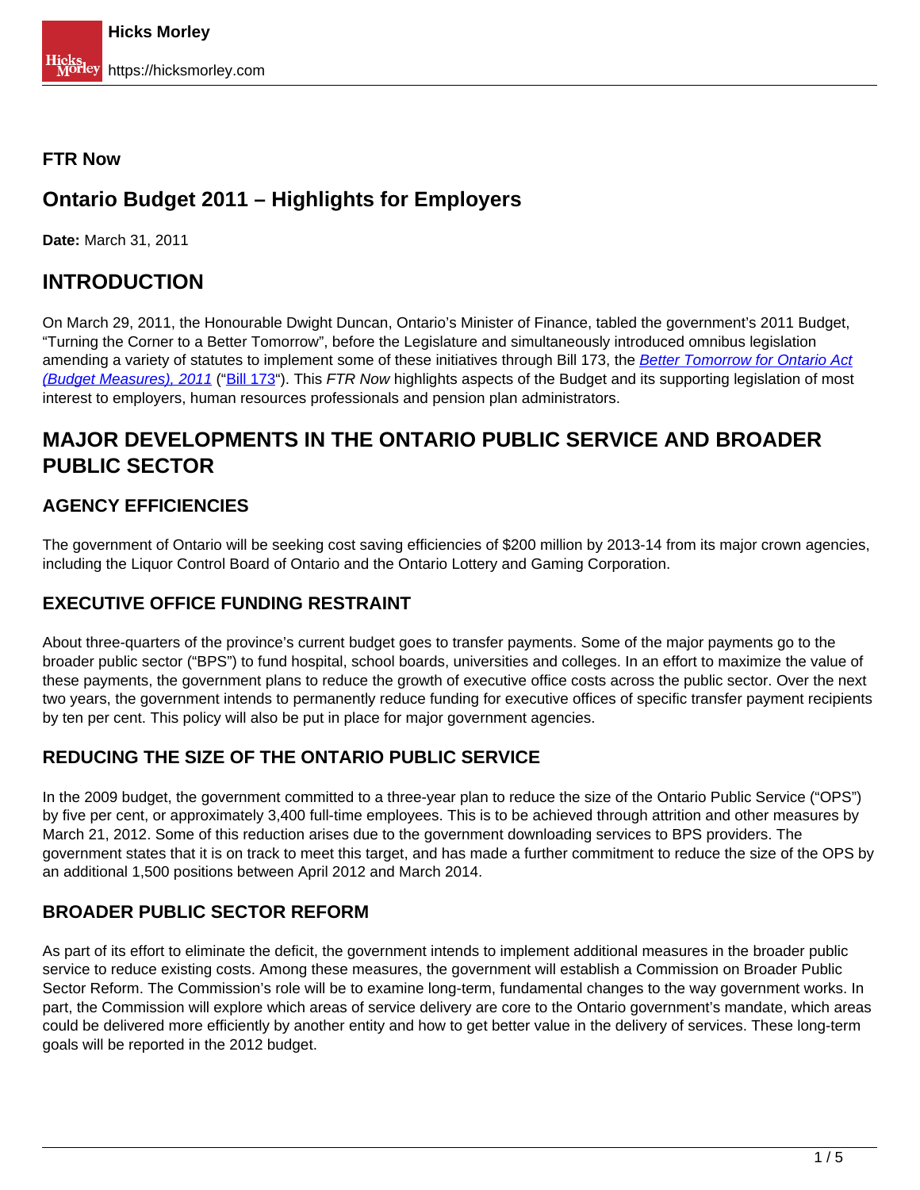**FTR Now**

# Ontario Budget 2011 – Highlights for Employers

**Date:** March 31, 2011

## INTRODUCTION

On March 29, 2011, the Honourable Dwight Duncan, Ontario's Minister of Finance, tabled the government's 2011 Budget, "Turning the Corner to a Better Tomorrow", before the Legislature and simultaneously introduced omnibus legislation amending a variety of statutes to implement some of these initiatives through Bill 173, the *Better Tomorrow for Ontario Act (Budget Measures), 2011* ("Bill 173"). This *FTR Now* highlights aspects of the Budget and its supporting legislation of most interest to employers, human resources professionals and pension plan administrators.

## MAJOR DEVELOPMENTS IN THE ONTARIO PUBLIC SERVICE AND BROADER PUBLIC SECTOR

### AGENCY EFFICIENCIES

The government of Ontario will be seeking cost saving efficiencies of $200 million by 2013-14 from its major crown agencies, including the Liquor Control Board of Ontario and the Ontario Lottery and Gaming Corporation.

### EXECUTIVE OFFICE FUNDING RESTRAINT

About three-quarters of the province's current budget goes to transfer payments. Some of the major payments go to the broader public sector ("BPS") to fund hospital, school boards, universities and colleges. In an effort to maximize the value of these payments, the government plans to reduce the growth of executive office costs across the public sector. Over the next two years, the government intends to permanently reduce funding for executive offices of specific transfer payment recipients by ten per cent. This policy will also be put in place for major government agencies.

### REDUCING THE SIZE OF THE ONTARIO PUBLIC SERVICE

In the 2009 budget, the government committed to a three-year plan to reduce the size of the Ontario Public Service ("OPS") by five per cent, or approximately 3,400 full-time employees. This is to be achieved through attrition and other measures by March 21, 2012. Some of this reduction arises due to the government downloading services to BPS providers. The government states that it is on track to meet this target, and has made a further commitment to reduce the size of the OPS by an additional 1,500 positions between April 2012 and March 2014.

### BROADER PUBLIC SECTOR REFORM

As part of its effort to eliminate the deficit, the government intends to implement additional measures in the broader public service to reduce existing costs. Among these measures, the government will establish a Commission on Broader Public Sector Reform. The Commission's role will be to examine long-term, fundamental changes to the way government works. In part, the Commission will explore which areas of service delivery are core to the Ontario government's mandate, which areas could be delivered more efficiently by another entity and how to get better value in the delivery of services. These long-term goals will be reported in the 2012 budget.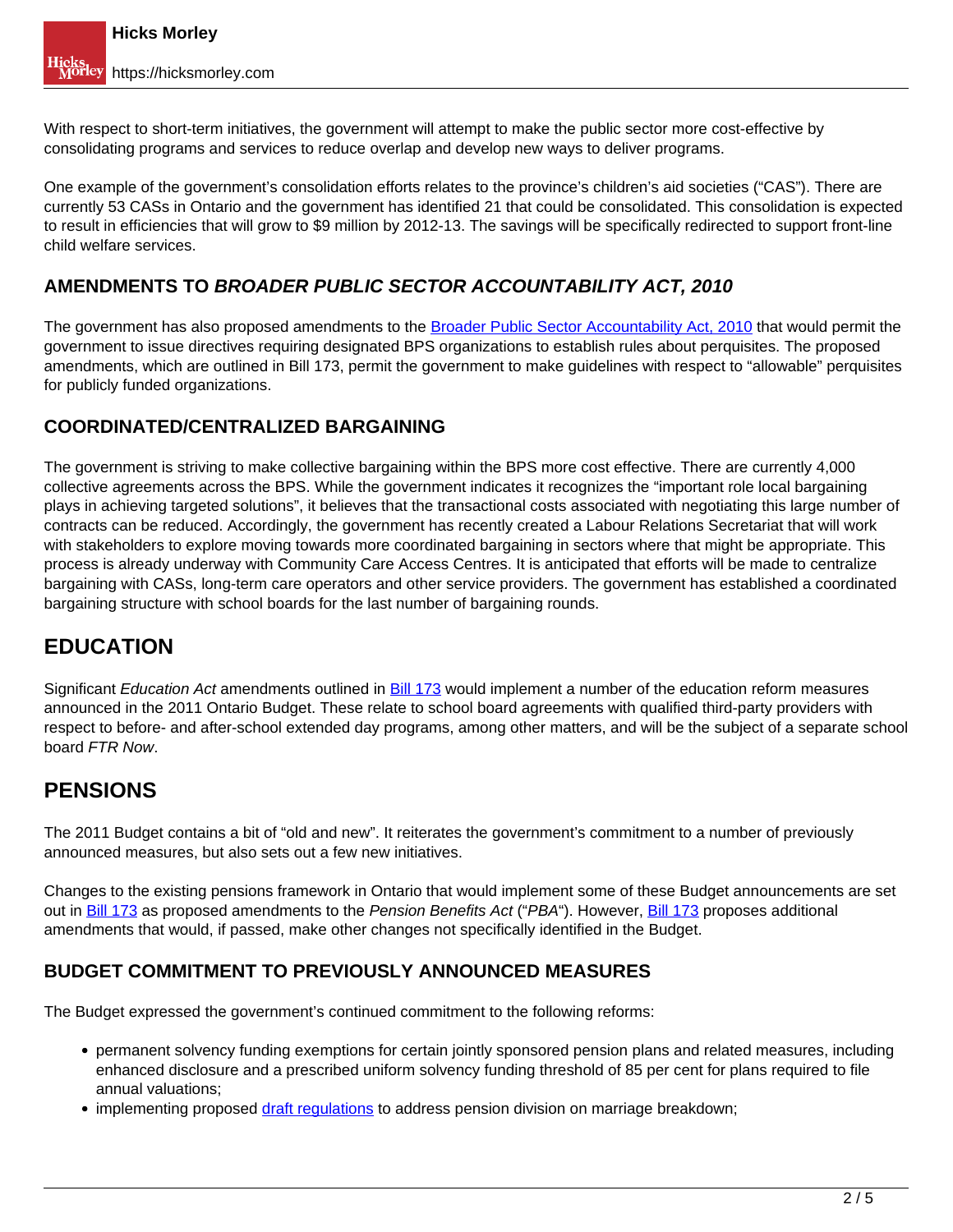With respect to short-term initiatives, the government will attempt to make the public sector more cost-effective by consolidating programs and services to reduce overlap and develop new ways to deliver programs.

One example of the government's consolidation efforts relates to the province's children's aid societies ("CAS"). There are currently 53 CASs in Ontario and the government has identified 21 that could be consolidated. This consolidation is expected to result in efficiencies that will grow to $9 million by 2012-13. The savings will be specifically redirected to support front-line child welfare services.

### AMENDMENTS TO *BROADER PUBLIC SECTOR ACCOUNTABILITY ACT, 2010*

The government has also proposed amendments to the Broader Public Sector Accountability Act, 2010 that would permit the government to issue directives requiring designated BPS organizations to establish rules about perquisites. The proposed amendments, which are outlined in Bill 173, permit the government to make guidelines with respect to "allowable" perquisites for publicly funded organizations.

### COORDINATED/CENTRALIZED BARGAINING

The government is striving to make collective bargaining within the BPS more cost effective. There are currently 4,000 collective agreements across the BPS. While the government indicates it recognizes the "important role local bargaining plays in achieving targeted solutions", it believes that the transactional costs associated with negotiating this large number of contracts can be reduced. Accordingly, the government has recently created a Labour Relations Secretariat that will work with stakeholders to explore moving towards more coordinated bargaining in sectors where that might be appropriate. This process is already underway with Community Care Access Centres. It is anticipated that efforts will be made to centralize bargaining with CASs, long-term care operators and other service providers. The government has established a coordinated bargaining structure with school boards for the last number of bargaining rounds.

## EDUCATION

Significant *Education Act* amendments outlined in Bill 173 would implement a number of the education reform measures announced in the 2011 Ontario Budget. These relate to school board agreements with qualified third-party providers with respect to before- and after-school extended day programs, among other matters, and will be the subject of a separate school board *FTR Now*.

## PENSIONS

The 2011 Budget contains a bit of "old and new". It reiterates the government's commitment to a number of previously announced measures, but also sets out a few new initiatives.

Changes to the existing pensions framework in Ontario that would implement some of these Budget announcements are set out in Bill 173 as proposed amendments to the *Pension Benefits Act* ("*PBA*"). However, Bill 173 proposes additional amendments that would, if passed, make other changes not specifically identified in the Budget.

### BUDGET COMMITMENT TO PREVIOUSLY ANNOUNCED MEASURES

The Budget expressed the government's continued commitment to the following reforms:

- permanent solvency funding exemptions for certain jointly sponsored pension plans and related measures, including enhanced disclosure and a prescribed uniform solvency funding threshold of 85 per cent for plans required to file annual valuations;
- implementing proposed draft regulations to address pension division on marriage breakdown;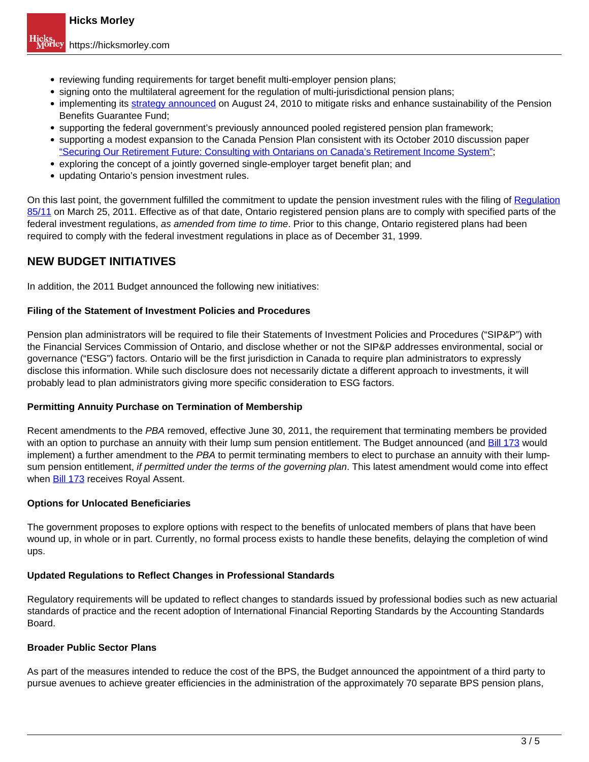- reviewing funding requirements for target benefit multi-employer pension plans;
- signing onto the multilateral agreement for the regulation of multi-jurisdictional pension plans;
- implementing its strategy announced on August 24, 2010 to mitigate risks and enhance sustainability of the Pension Benefits Guarantee Fund;
- supporting the federal government's previously announced pooled registered pension plan framework;
- supporting a modest expansion to the Canada Pension Plan consistent with its October 2010 discussion paper "Securing Our Retirement Future: Consulting with Ontarians on Canada's Retirement Income System";
- exploring the concept of a jointly governed single-employer target benefit plan; and
- updating Ontario's pension investment rules.

On this last point, the government fulfilled the commitment to update the pension investment rules with the filing of Regulation 85/11 on March 25, 2011. Effective as of that date, Ontario registered pension plans are to comply with specified parts of the federal investment regulations, *as amended from time to time*. Prior to this change, Ontario registered plans had been required to comply with the federal investment regulations in place as of December 31, 1999.

## NEW BUDGET INITIATIVES

In addition, the 2011 Budget announced the following new initiatives:

**Filing of the Statement of Investment Policies and Procedures**

Pension plan administrators will be required to file their Statements of Investment Policies and Procedures ("SIP&P") with the Financial Services Commission of Ontario, and disclose whether or not the SIP&P addresses environmental, social or governance ("ESG") factors. Ontario will be the first jurisdiction in Canada to require plan administrators to expressly disclose this information. While such disclosure does not necessarily dictate a different approach to investments, it will probably lead to plan administrators giving more specific consideration to ESG factors.

**Permitting Annuity Purchase on Termination of Membership**

Recent amendments to the *PBA* removed, effective June 30, 2011, the requirement that terminating members be provided with an option to purchase an annuity with their lump sum pension entitlement. The Budget announced (and Bill 173 would implement) a further amendment to the *PBA* to permit terminating members to elect to purchase an annuity with their lump-sum pension entitlement, *if permitted under the terms of the governing plan*. This latest amendment would come into effect when Bill 173 receives Royal Assent.

**Options for Unlocated Beneficiaries**

The government proposes to explore options with respect to the benefits of unlocated members of plans that have been wound up, in whole or in part. Currently, no formal process exists to handle these benefits, delaying the completion of wind ups.

**Updated Regulations to Reflect Changes in Professional Standards**

Regulatory requirements will be updated to reflect changes to standards issued by professional bodies such as new actuarial standards of practice and the recent adoption of International Financial Reporting Standards by the Accounting Standards Board.

**Broader Public Sector Plans**

As part of the measures intended to reduce the cost of the BPS, the Budget announced the appointment of a third party to pursue avenues to achieve greater efficiencies in the administration of the approximately 70 separate BPS pension plans,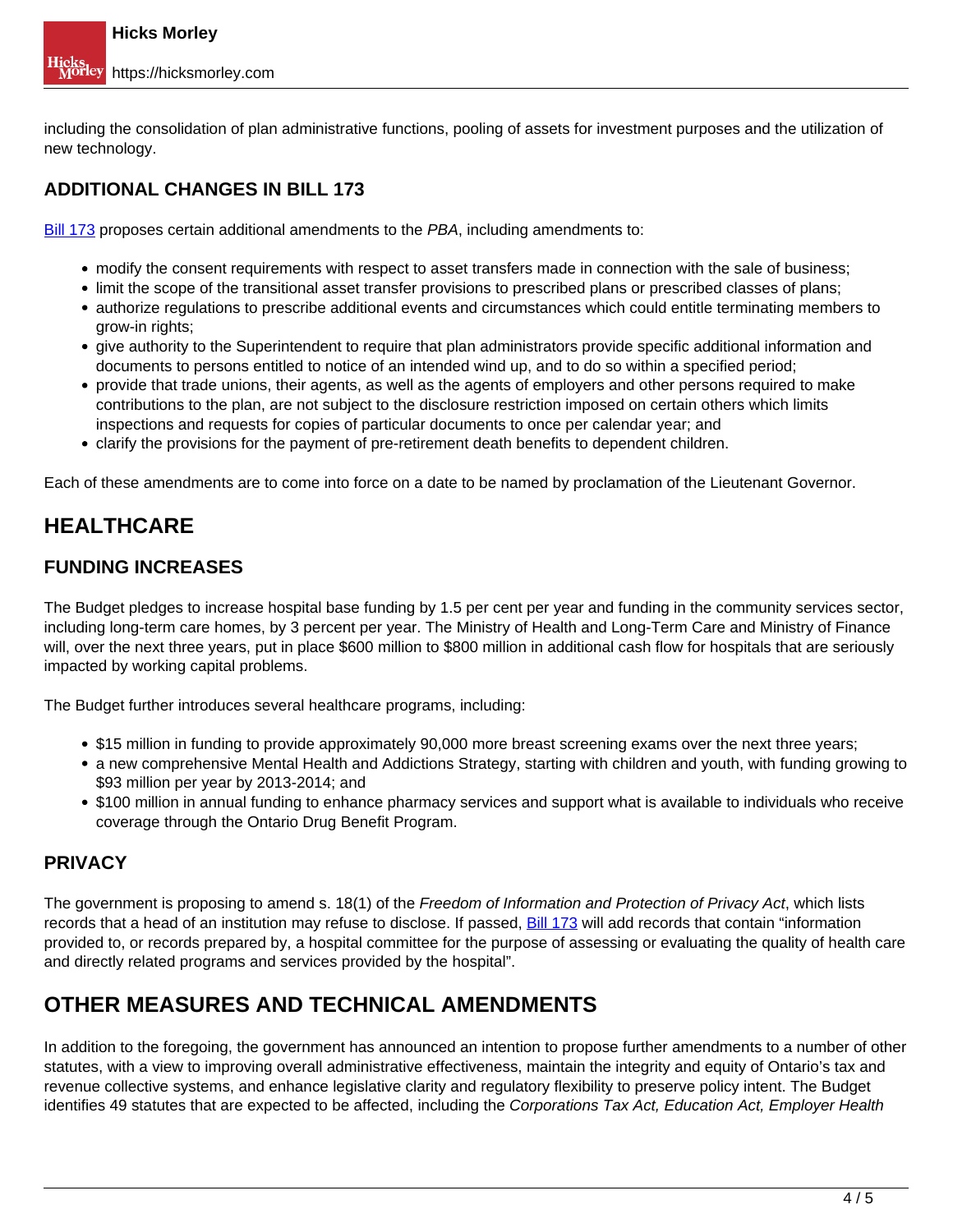including the consolidation of plan administrative functions, pooling of assets for investment purposes and the utilization of new technology.

### ADDITIONAL CHANGES IN BILL 173

Bill 173 proposes certain additional amendments to the *PBA*, including amendments to:

- modify the consent requirements with respect to asset transfers made in connection with the sale of business;
- limit the scope of the transitional asset transfer provisions to prescribed plans or prescribed classes of plans;
- authorize regulations to prescribe additional events and circumstances which could entitle terminating members to grow-in rights;
- give authority to the Superintendent to require that plan administrators provide specific additional information and documents to persons entitled to notice of an intended wind up, and to do so within a specified period;
- provide that trade unions, their agents, as well as the agents of employers and other persons required to make contributions to the plan, are not subject to the disclosure restriction imposed on certain others which limits inspections and requests for copies of particular documents to once per calendar year; and
- clarify the provisions for the payment of pre-retirement death benefits to dependent children.

Each of these amendments are to come into force on a date to be named by proclamation of the Lieutenant Governor.

## HEALTHCARE

### FUNDING INCREASES

The Budget pledges to increase hospital base funding by 1.5 per cent per year and funding in the community services sector, including long-term care homes, by 3 percent per year. The Ministry of Health and Long-Term Care and Ministry of Finance will, over the next three years, put in place $600 million to $800 million in additional cash flow for hospitals that are seriously impacted by working capital problems.

The Budget further introduces several healthcare programs, including:

- $15 million in funding to provide approximately 90,000 more breast screening exams over the next three years;
- a new comprehensive Mental Health and Addictions Strategy, starting with children and youth, with funding growing to $93 million per year by 2013-2014; and
- $100 million in annual funding to enhance pharmacy services and support what is available to individuals who receive coverage through the Ontario Drug Benefit Program.

### PRIVACY

The government is proposing to amend s. 18(1) of the *Freedom of Information and Protection of Privacy Act*, which lists records that a head of an institution may refuse to disclose. If passed, Bill 173 will add records that contain "information provided to, or records prepared by, a hospital committee for the purpose of assessing or evaluating the quality of health care and directly related programs and services provided by the hospital".

## OTHER MEASURES AND TECHNICAL AMENDMENTS

In addition to the foregoing, the government has announced an intention to propose further amendments to a number of other statutes, with a view to improving overall administrative effectiveness, maintain the integrity and equity of Ontario's tax and revenue collective systems, and enhance legislative clarity and regulatory flexibility to preserve policy intent. The Budget identifies 49 statutes that are expected to be affected, including the *Corporations Tax Act, Education Act, Employer Health*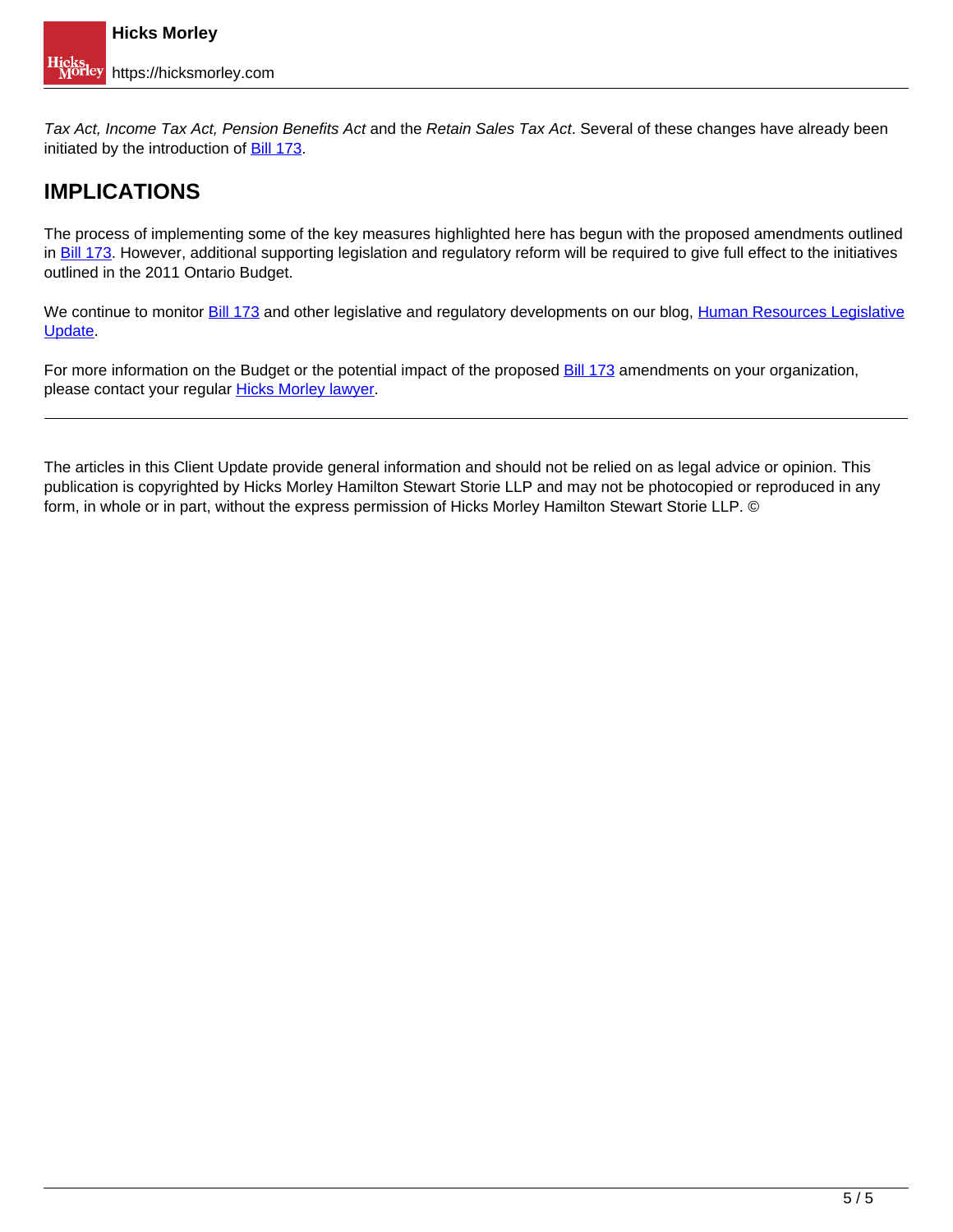*Tax Act, Income Tax Act, Pension Benefits Act* and the *Retain Sales Tax Act*. Several of these changes have already been initiated by the introduction of Bill 173.

## IMPLICATIONS

The process of implementing some of the key measures highlighted here has begun with the proposed amendments outlined in Bill 173. However, additional supporting legislation and regulatory reform will be required to give full effect to the initiatives outlined in the 2011 Ontario Budget.

We continue to monitor Bill 173 and other legislative and regulatory developments on our blog, Human Resources Legislative Update.

For more information on the Budget or the potential impact of the proposed Bill 173 amendments on your organization, please contact your regular Hicks Morley lawyer.

---

The articles in this Client Update provide general information and should not be relied on as legal advice or opinion. This publication is copyrighted by Hicks Morley Hamilton Stewart Storie LLP and may not be photocopied or reproduced in any form, in whole or in part, without the express permission of Hicks Morley Hamilton Stewart Storie LLP. ©